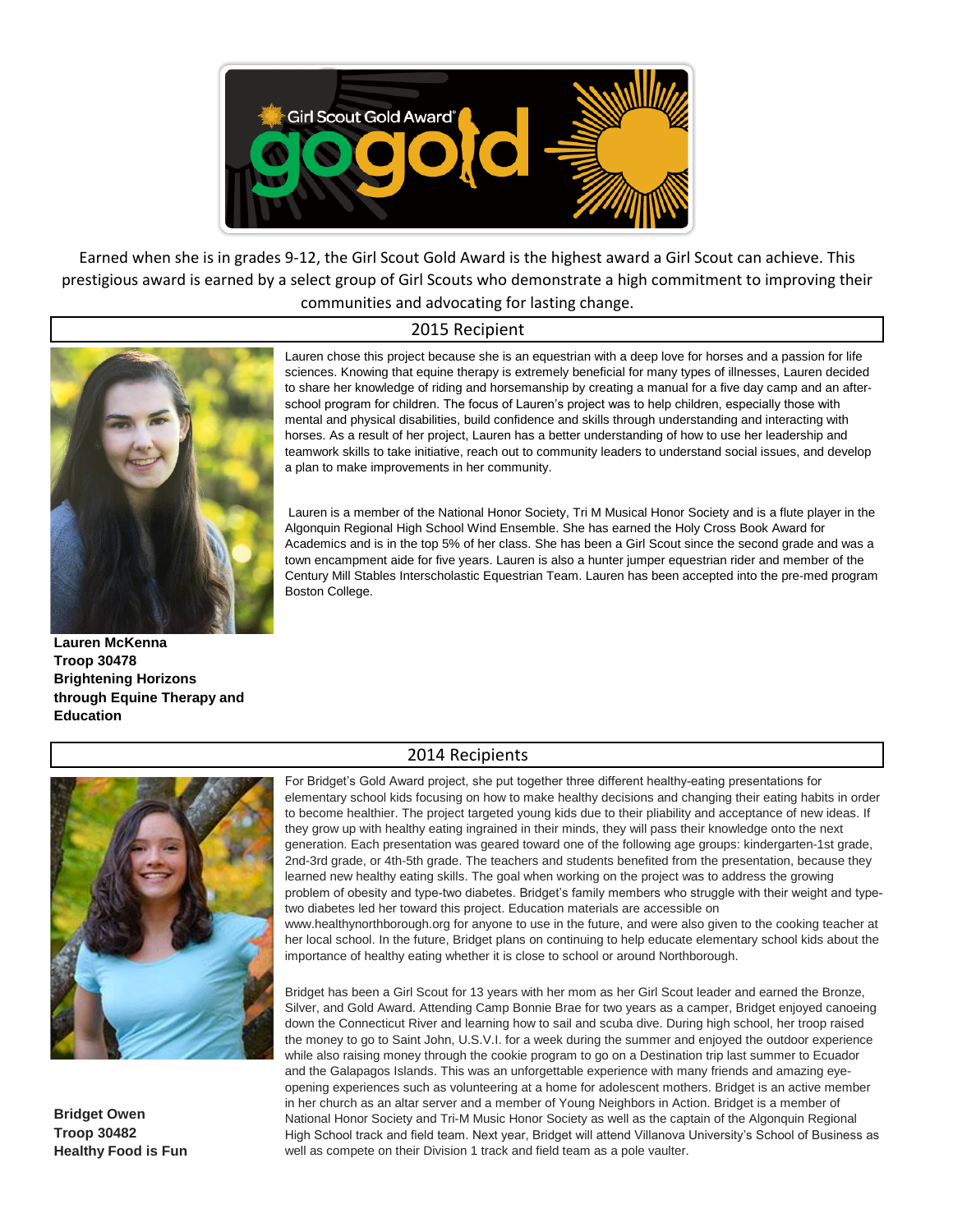Earned when she is in grades 9-12, the Girl Scout Gold Award is the highest award a Girl Scout can achieve. This prestigious award is earned by a select group of Girl Scouts who demonstrate a high commitment to improving their communities and advocating for lasting change.

## 2015 Recipient

Lauren chose this project because she is an equestrian with a deep love for horses and a passion for life sciences. Knowing that equine therapy is extremely beneficial for many types of illnesses, Lauren decided to share her knowledge of riding and horsemanship by creating a manual for a five day camp and an after-school program for children. The focus of Lauren's project was to help children, especially those with mental and physical disabilities, build confidence and skills through understanding and interacting with horses. As a result of her project, Lauren has a better understanding of how to use her leadership and teamwork skills to take initiative, reach out to community leaders to understand social issues, and develop a plan to make improvements in her community.

Lauren is a member of the National Honor Society, Tri M Musical Honor Society and is a flute player in the Algonquin Regional High School Wind Ensemble. She has earned the Holy Cross Book Award for Academics and is in the top 5% of her class. She has been a Girl Scout since the second grade and was a town encampment aide for five years. Lauren is also a hunter jumper equestrian rider and member of the Century Mill Stables Interscholastic Equestrian Team. Lauren has been accepted into the pre-med program Boston College.

**Lauren McKenna**
**Troop 30478**
**Brightening Horizons through Equine Therapy and Education**

## 2014 Recipients

For Bridget's Gold Award project, she put together three different healthy-eating presentations for elementary school kids focusing on how to make healthy decisions and changing their eating habits in order to become healthier. The project targeted young kids due to their pliability and acceptance of new ideas. If they grow up with healthy eating ingrained in their minds, they will pass their knowledge onto the next generation. Each presentation was geared toward one of the following age groups: kindergarten-1st grade, 2nd-3rd grade, or 4th-5th grade. The teachers and students benefited from the presentation, because they learned new healthy eating skills. The goal when working on the project was to address the growing problem of obesity and type-two diabetes. Bridget's family members who struggle with their weight and type-two diabetes led her toward this project. Education materials are accessible on www.healthynorthborough.org for anyone to use in the future, and were also given to the cooking teacher at her local school. In the future, Bridget plans on continuing to help educate elementary school kids about the importance of healthy eating whether it is close to school or around Northborough.

Bridget has been a Girl Scout for 13 years with her mom as her Girl Scout leader and earned the Bronze, Silver, and Gold Award. Attending Camp Bonnie Brae for two years as a camper, Bridget enjoyed canoeing down the Connecticut River and learning how to sail and scuba dive. During high school, her troop raised the money to go to Saint John, U.S.V.I. for a week during the summer and enjoyed the outdoor experience while also raising money through the cookie program to go on a Destination trip last summer to Ecuador and the Galapagos Islands. This was an unforgettable experience with many friends and amazing eye-opening experiences such as volunteering at a home for adolescent mothers. Bridget is an active member in her church as an altar server and a member of Young Neighbors in Action. Bridget is a member of National Honor Society and Tri-M Music Honor Society as well as the captain of the Algonquin Regional High School track and field team. Next year, Bridget will attend Villanova University's School of Business as well as compete on their Division 1 track and field team as a pole vaulter.

**Bridget Owen**
**Troop 30482**
**Healthy Food is Fun**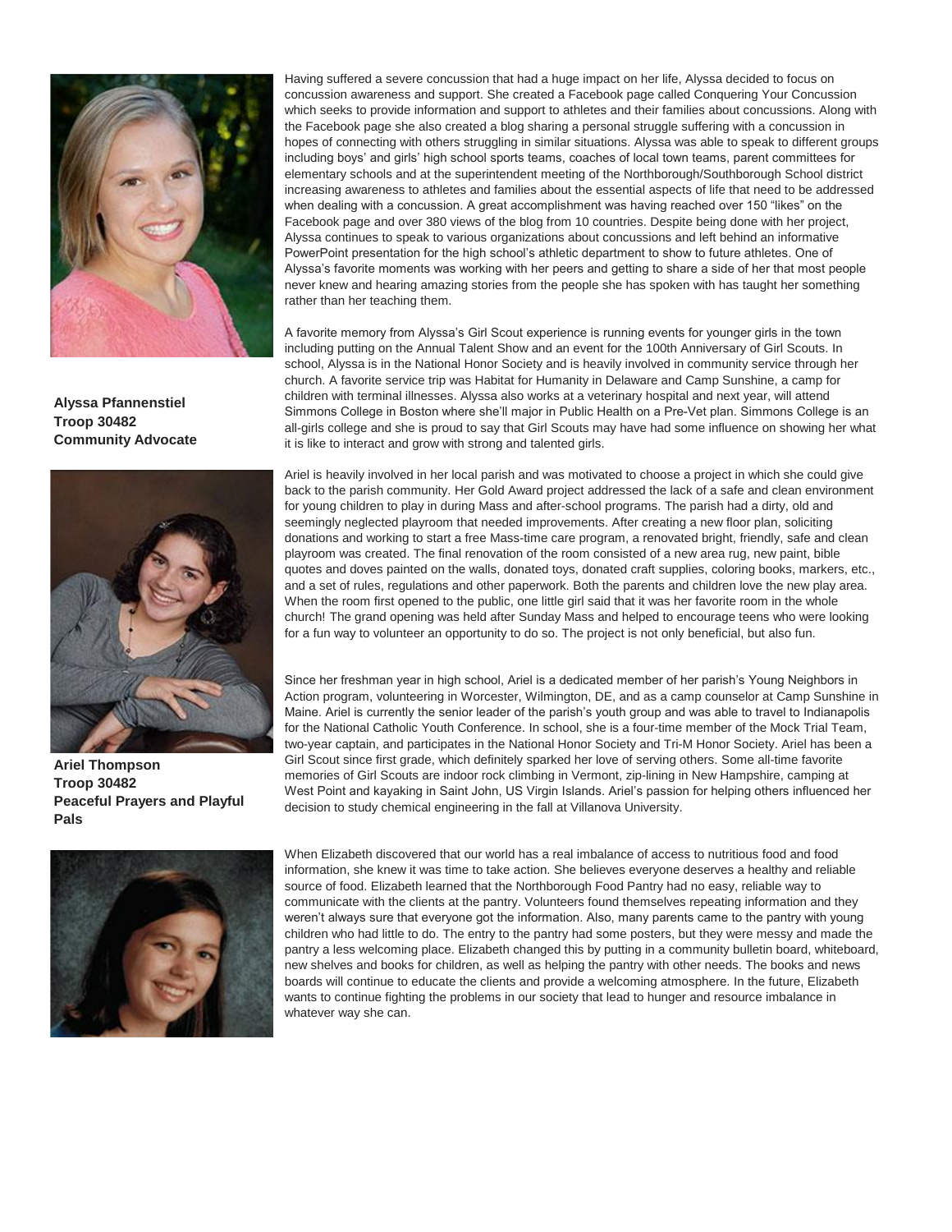**Alyssa Pfannenstiel**
**Troop 30482**
**Community Advocate**

Having suffered a severe concussion that had a huge impact on her life, Alyssa decided to focus on concussion awareness and support. She created a Facebook page called Conquering Your Concussion which seeks to provide information and support to athletes and their families about concussions. Along with the Facebook page she also created a blog sharing a personal struggle suffering with a concussion in hopes of connecting with others struggling in similar situations. Alyssa was able to speak to different groups including boys' and girls' high school sports teams, coaches of local town teams, parent committees for elementary schools and at the superintendent meeting of the Northborough/Southborough School district increasing awareness to athletes and families about the essential aspects of life that need to be addressed when dealing with a concussion. A great accomplishment was having reached over 150 "likes" on the Facebook page and over 380 views of the blog from 10 countries. Despite being done with her project, Alyssa continues to speak to various organizations about concussions and left behind an informative PowerPoint presentation for the high school's athletic department to show to future athletes. One of Alyssa's favorite moments was working with her peers and getting to share a side of her that most people never knew and hearing amazing stories from the people she has spoken with has taught her something rather than her teaching them.

A favorite memory from Alyssa's Girl Scout experience is running events for younger girls in the town including putting on the Annual Talent Show and an event for the 100th Anniversary of Girl Scouts. In school, Alyssa is in the National Honor Society and is heavily involved in community service through her church. A favorite service trip was Habitat for Humanity in Delaware and Camp Sunshine, a camp for children with terminal illnesses. Alyssa also works at a veterinary hospital and next year, will attend Simmons College in Boston where she'll major in Public Health on a Pre-Vet plan. Simmons College is an all-girls college and she is proud to say that Girl Scouts may have had some influence on showing her what it is like to interact and grow with strong and talented girls.

**Ariel Thompson**
**Troop 30482**
**Peaceful Prayers and Playful Pals**

Ariel is heavily involved in her local parish and was motivated to choose a project in which she could give back to the parish community. Her Gold Award project addressed the lack of a safe and clean environment for young children to play in during Mass and after-school programs. The parish had a dirty, old and seemingly neglected playroom that needed improvements. After creating a new floor plan, soliciting donations and working to start a free Mass-time care program, a renovated bright, friendly, safe and clean playroom was created. The final renovation of the room consisted of a new area rug, new paint, bible quotes and doves painted on the walls, donated toys, donated craft supplies, coloring books, markers, etc., and a set of rules, regulations and other paperwork. Both the parents and children love the new play area. When the room first opened to the public, one little girl said that it was her favorite room in the whole church! The grand opening was held after Sunday Mass and helped to encourage teens who were looking for a fun way to volunteer an opportunity to do so. The project is not only beneficial, but also fun.

Since her freshman year in high school, Ariel is a dedicated member of her parish's Young Neighbors in Action program, volunteering in Worcester, Wilmington, DE, and as a camp counselor at Camp Sunshine in Maine. Ariel is currently the senior leader of the parish's youth group and was able to travel to Indianapolis for the National Catholic Youth Conference. In school, she is a four-time member of the Mock Trial Team, two-year captain, and participates in the National Honor Society and Tri-M Honor Society. Ariel has been a Girl Scout since first grade, which definitely sparked her love of serving others. Some all-time favorite memories of Girl Scouts are indoor rock climbing in Vermont, zip-lining in New Hampshire, camping at West Point and kayaking in Saint John, US Virgin Islands. Ariel's passion for helping others influenced her decision to study chemical engineering in the fall at Villanova University.

When Elizabeth discovered that our world has a real imbalance of access to nutritious food and food information, she knew it was time to take action. She believes everyone deserves a healthy and reliable source of food. Elizabeth learned that the Northborough Food Pantry had no easy, reliable way to communicate with the clients at the pantry. Volunteers found themselves repeating information and they weren't always sure that everyone got the information. Also, many parents came to the pantry with young children who had little to do. The entry to the pantry had some posters, but they were messy and made the pantry a less welcoming place. Elizabeth changed this by putting in a community bulletin board, whiteboard, new shelves and books for children, as well as helping the pantry with other needs. The books and news boards will continue to educate the clients and provide a welcoming atmosphere. In the future, Elizabeth wants to continue fighting the problems in our society that lead to hunger and resource imbalance in whatever way she can.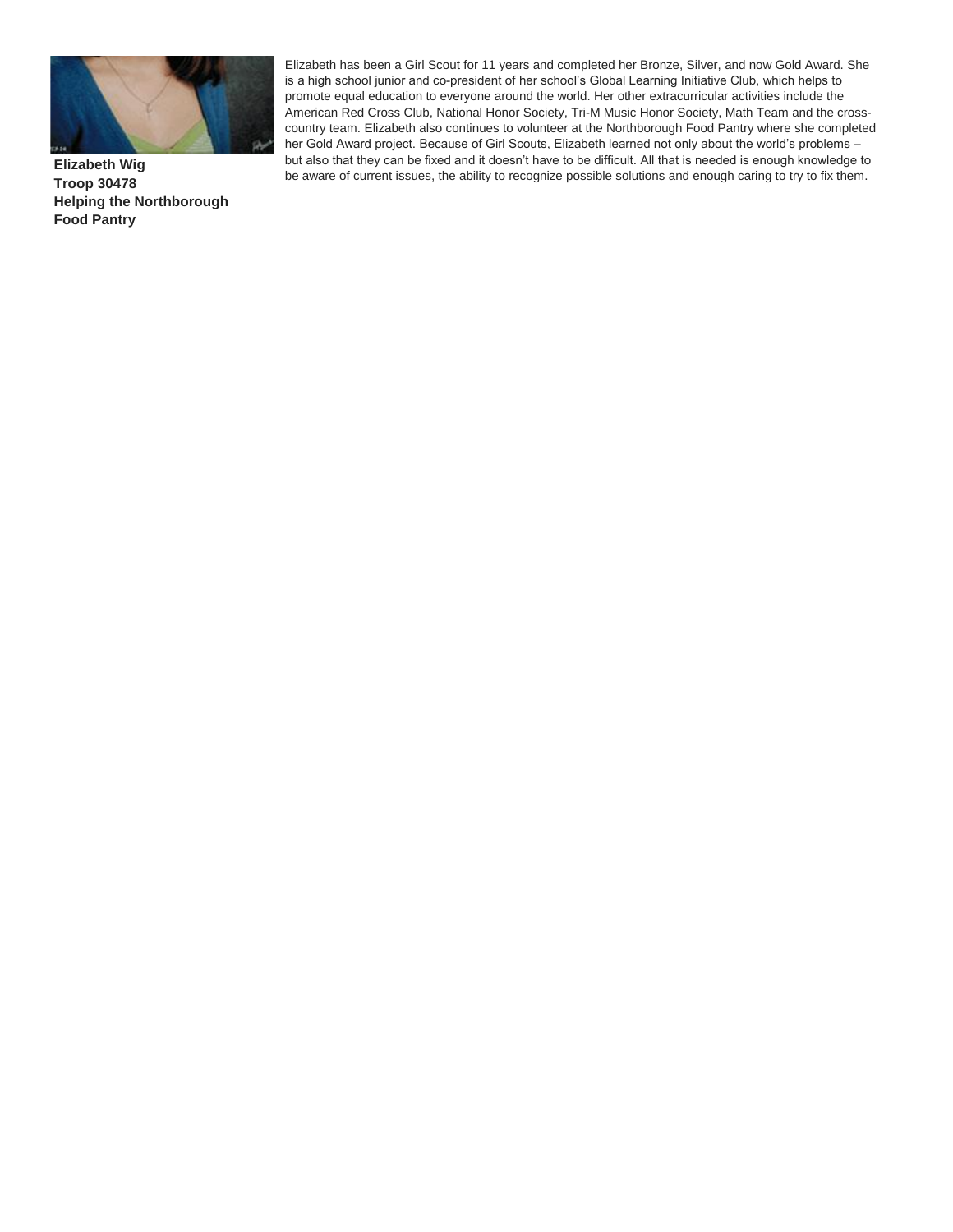**Elizabeth Wig**
**Troop 30478**
**Helping the Northborough Food Pantry**

Elizabeth has been a Girl Scout for 11 years and completed her Bronze, Silver, and now Gold Award. She is a high school junior and co-president of her school's Global Learning Initiative Club, which helps to promote equal education to everyone around the world. Her other extracurricular activities include the American Red Cross Club, National Honor Society, Tri-M Music Honor Society, Math Team and the cross-country team. Elizabeth also continues to volunteer at the Northborough Food Pantry where she completed her Gold Award project. Because of Girl Scouts, Elizabeth learned not only about the world's problems – but also that they can be fixed and it doesn't have to be difficult. All that is needed is enough knowledge to be aware of current issues, the ability to recognize possible solutions and enough caring to try to fix them.